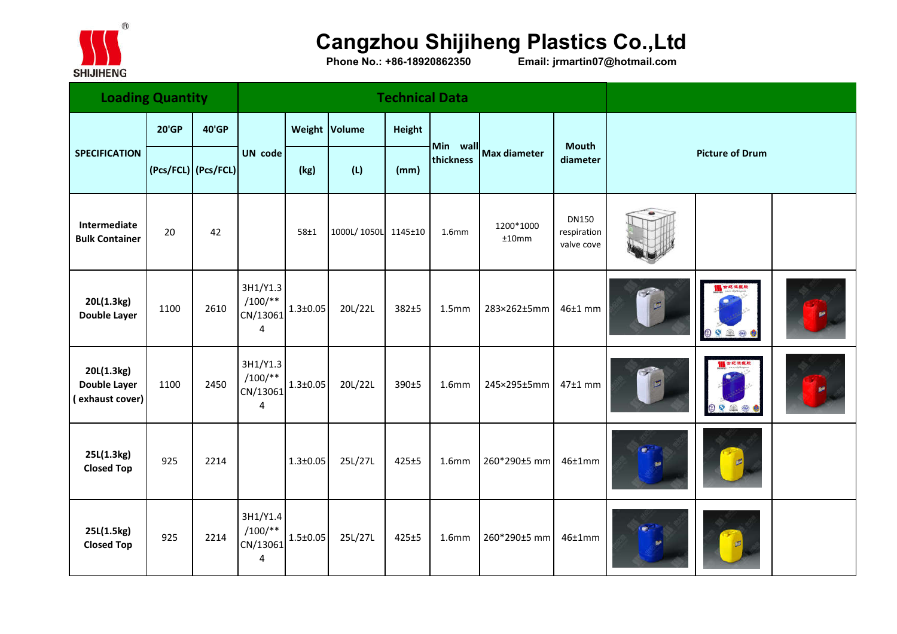# Cangzhou Shijiheng Plastics Co.,Ltd

**Phone No.: +86-18920862350** **Email: jrmartin07@hotmail.com**

| SPECIFICATION | Loading Quantity 20'GP (Pcs/FCL) | Loading Quantity 40'GP (Pcs/FCL) | UN code | Weight (kg) | Volume (L) | Height (mm) | Min wall thickness | Max diameter | Mouth diameter | Picture of Drum | | |
|---|---|---|---|---|---|---|---|---|---|---|---|---|
| **Intermediate Bulk Container** | 20 | 42 | | 58±1 | 1000L/ 1050L | 1145±10 | 1.6mm | 1200*1000 ±10mm | DN150 respiration valve cove | | | |
| **20L(1.3kg) Double Layer** | 1100 | 2610 | 3H1/Y1.3 /100/** CN/13061 4 | 1.3±0.05 | 20L/22L | 382±5 | 1.5mm | 283×262±5mm | 46±1 mm | | | |
| **20L(1.3kg) Double Layer ( exhaust cover)** | 1100 | 2450 | 3H1/Y1.3 /100/** CN/13061 4 | 1.3±0.05 | 20L/22L | 390±5 | 1.6mm | 245×295±5mm | 47±1 mm | | | |
| **25L(1.3kg) Closed Top** | 925 | 2214 | | 1.3±0.05 | 25L/27L | 425±5 | 1.6mm | 260*290±5 mm | 46±1mm | | | |
| **25L(1.5kg) Closed Top** | 925 | 2214 | 3H1/Y1.4 /100/** CN/13061 4 | 1.5±0.05 | 25L/27L | 425±5 | 1.6mm | 260*290±5 mm | 46±1mm | | | |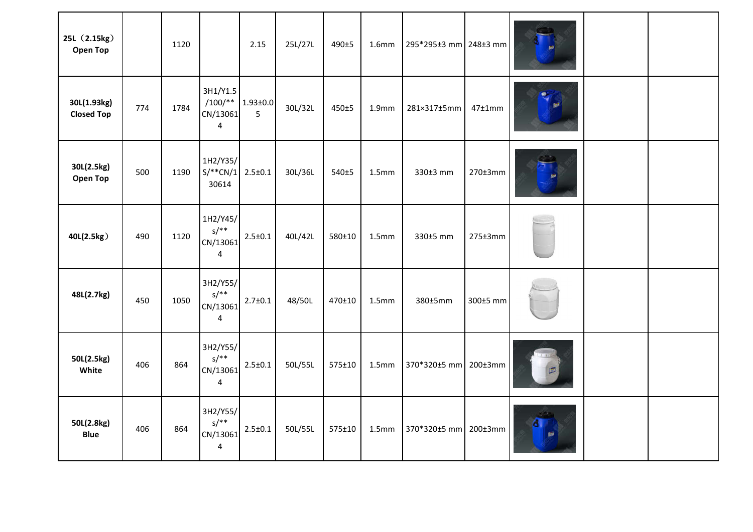| | | | | | | | | | | | | |
|---|---|---|---|---|---|---|---|---|---|---|---|---|
| **25L（2.15kg） Open Top** | | 1120 | | 2.15 | 25L/27L | 490±5 | 1.6mm | 295*295±3 mm | 248±3 mm | | | |
| **30L(1.93kg) Closed Top** | 774 | 1784 | 3H1/Y1.5/100/** CN/130614 | 1.93±0.05 | 30L/32L | 450±5 | 1.9mm | 281×317±5mm | 47±1mm | | | |
| **30L(2.5kg) Open Top** | 500 | 1190 | 1H2/Y35/S/**CN/130614 | 2.5±0.1 | 30L/36L | 540±5 | 1.5mm | 330±3 mm | 270±3mm | | | |
| **40L(2.5kg）** | 490 | 1120 | 1H2/Y45/s/** CN/130614 | 2.5±0.1 | 40L/42L | 580±10 | 1.5mm | 330±5 mm | 275±3mm | | | |
| **48L(2.7kg)** | 450 | 1050 | 3H2/Y55/s/** CN/130614 | 2.7±0.1 | 48/50L | 470±10 | 1.5mm | 380±5mm | 300±5 mm | | | |
| **50L(2.5kg) White** | 406 | 864 | 3H2/Y55/s/** CN/130614 | 2.5±0.1 | 50L/55L | 575±10 | 1.5mm | 370*320±5 mm | 200±3mm | | | |
| **50L(2.8kg) Blue** | 406 | 864 | 3H2/Y55/s/** CN/130614 | 2.5±0.1 | 50L/55L | 575±10 | 1.5mm | 370*320±5 mm | 200±3mm | | | |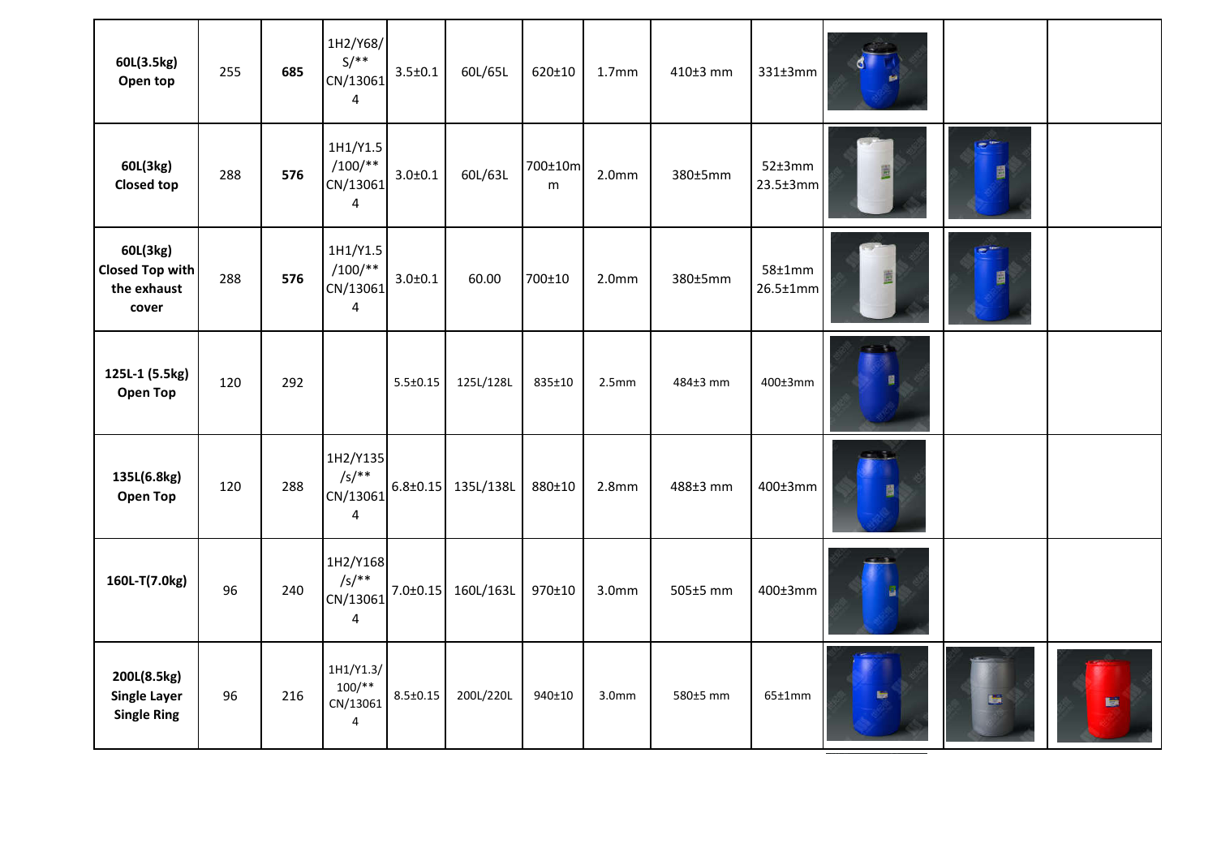| | | | | | | | | | | | | |
|---|---|---|---|---|---|---|---|---|---|---|---|---|
| **60L(3.5kg) Open top** | 255 | **685** | 1H2/Y68/S/** CN/130614 | 3.5±0.1 | 60L/65L | 620±10 | 1.7mm | 410±3 mm | 331±3mm | | | |
| **60L(3kg) Closed top** | 288 | **576** | 1H1/Y1.5/100/** CN/130614 | 3.0±0.1 | 60L/63L | 700±10mm | 2.0mm | 380±5mm | 52±3mm 23.5±3mm | | | |
| **60L(3kg) Closed Top with the exhaust cover** | 288 | **576** | 1H1/Y1.5/100/** CN/130614 | 3.0±0.1 | 60.00 | 700±10 | 2.0mm | 380±5mm | 58±1mm 26.5±1mm | | | |
| **125L-1 (5.5kg) Open Top** | 120 | 292 | | 5.5±0.15 | 125L/128L | 835±10 | 2.5mm | 484±3 mm | 400±3mm | | | |
| **135L(6.8kg) Open Top** | 120 | 288 | 1H2/Y135/s/** CN/130614 | 6.8±0.15 | 135L/138L | 880±10 | 2.8mm | 488±3 mm | 400±3mm | | | |
| **160L-T(7.0kg)** | 96 | 240 | 1H2/Y168/s/** CN/130614 | 7.0±0.15 | 160L/163L | 970±10 | 3.0mm | 505±5 mm | 400±3mm | | | |
| **200L(8.5kg) Single Layer Single Ring** | 96 | 216 | 1H1/Y1.3/100/** CN/130614 | 8.5±0.15 | 200L/220L | 940±10 | 3.0mm | 580±5 mm | 65±1mm | | | |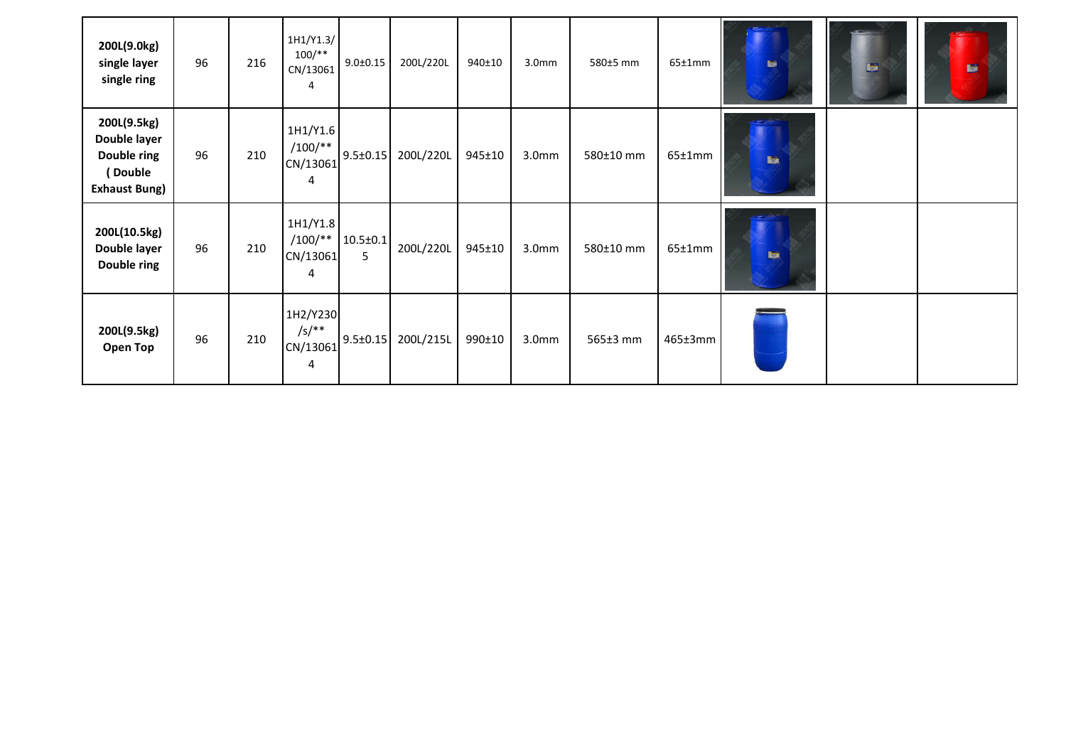| | | | | | | | | | | | | |
|---|---|---|---|---|---|---|---|---|---|---|---|---|
| **200L(9.0kg) single layer single ring** | 96 | 216 | 1H1/Y1.3/100/** CN/130614 | 9.0±0.15 | 200L/220L | 940±10 | 3.0mm | 580±5 mm | 65±1mm | | | |
| **200L(9.5kg) Double layer Double ring ( Double Exhaust Bung)** | 96 | 210 | 1H1/Y1.6/100/** CN/130614 | 9.5±0.15 | 200L/220L | 945±10 | 3.0mm | 580±10 mm | 65±1mm | | | |
| **200L(10.5kg) Double layer Double ring** | 96 | 210 | 1H1/Y1.8/100/** CN/130614 | 10.5±0.15 | 200L/220L | 945±10 | 3.0mm | 580±10 mm | 65±1mm | | | |
| **200L(9.5kg) Open Top** | 96 | 210 | 1H2/Y230/s/** CN/130614 | 9.5±0.15 | 200L/215L | 990±10 | 3.0mm | 565±3 mm | 465±3mm | | | |